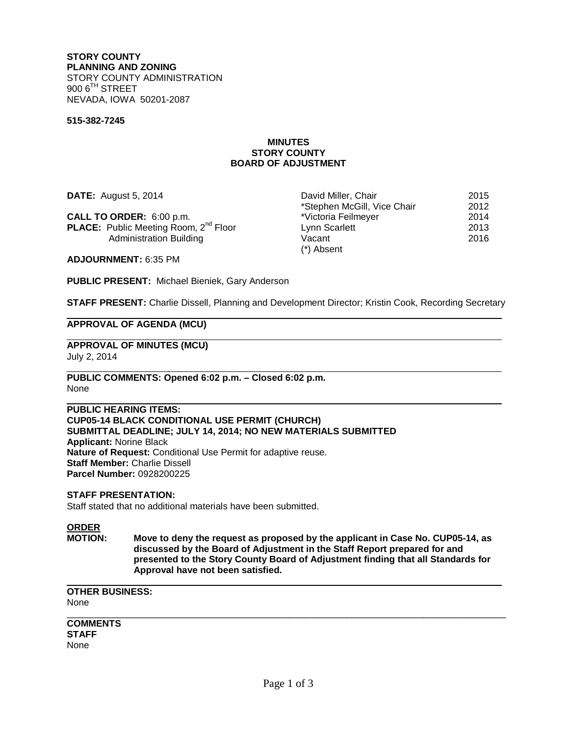**STORY COUNTY**
**PLANNING AND ZONING**
STORY COUNTY ADMINISTRATION
900 6TH STREET
NEVADA, IOWA 50201-2087

**515-382-7245**

# MINUTES
# STORY COUNTY
# BOARD OF ADJUSTMENT

**DATE:** August 5, 2014

**CALL TO ORDER:** 6:00 p.m.
**PLACE:** Public Meeting Room, 2nd Floor Administration Building

| | |
|---|---|
| David Miller, Chair | 2015 |
| *Stephen McGill, Vice Chair | 2012 |
| *Victoria Feilmeyer | 2014 |
| Lynn Scarlett | 2013 |
| Vacant | 2016 |
| (*) Absent | |

**ADJOURNMENT:** 6:35 PM

**PUBLIC PRESENT:** Michael Bieniek, Gary Anderson

**STAFF PRESENT:** Charlie Dissell, Planning and Development Director; Kristin Cook, Recording Secretary

---

**APPROVAL OF AGENDA (MCU)**

---

**APPROVAL OF MINUTES (MCU)**
July 2, 2014

---

**PUBLIC COMMENTS: Opened 6:02 p.m. – Closed 6:02 p.m.**
None

---

**PUBLIC HEARING ITEMS:**
**CUP05-14 BLACK CONDITIONAL USE PERMIT (CHURCH)**
**SUBMITTAL DEADLINE; JULY 14, 2014; NO NEW MATERIALS SUBMITTED**
**Applicant:** Norine Black
**Nature of Request:** Conditional Use Permit for adaptive reuse.
**Staff Member:** Charlie Dissell
**Parcel Number:** 0928200225

**STAFF PRESENTATION:**
Staff stated that no additional materials have been submitted.

**ORDER**
**MOTION:** **Move to deny the request as proposed by the applicant in Case No. CUP05-14, as discussed by the Board of Adjustment in the Staff Report prepared for and presented to the Story County Board of Adjustment finding that all Standards for Approval have not been satisfied.**

---

**OTHER BUSINESS:**
None

---

**COMMENTS**
**STAFF**
None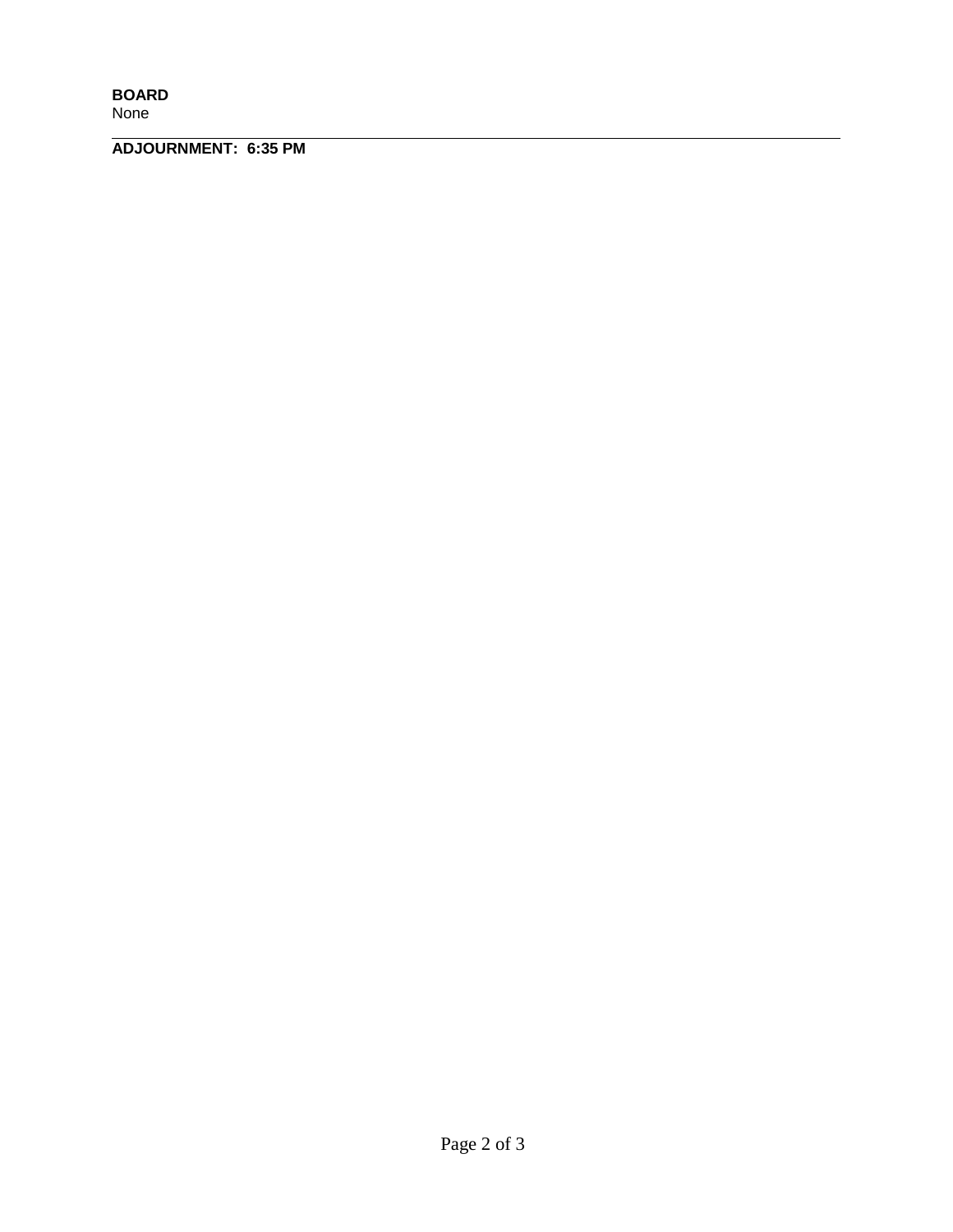**BOARD**
None

---

**ADJOURNMENT: 6:35 PM**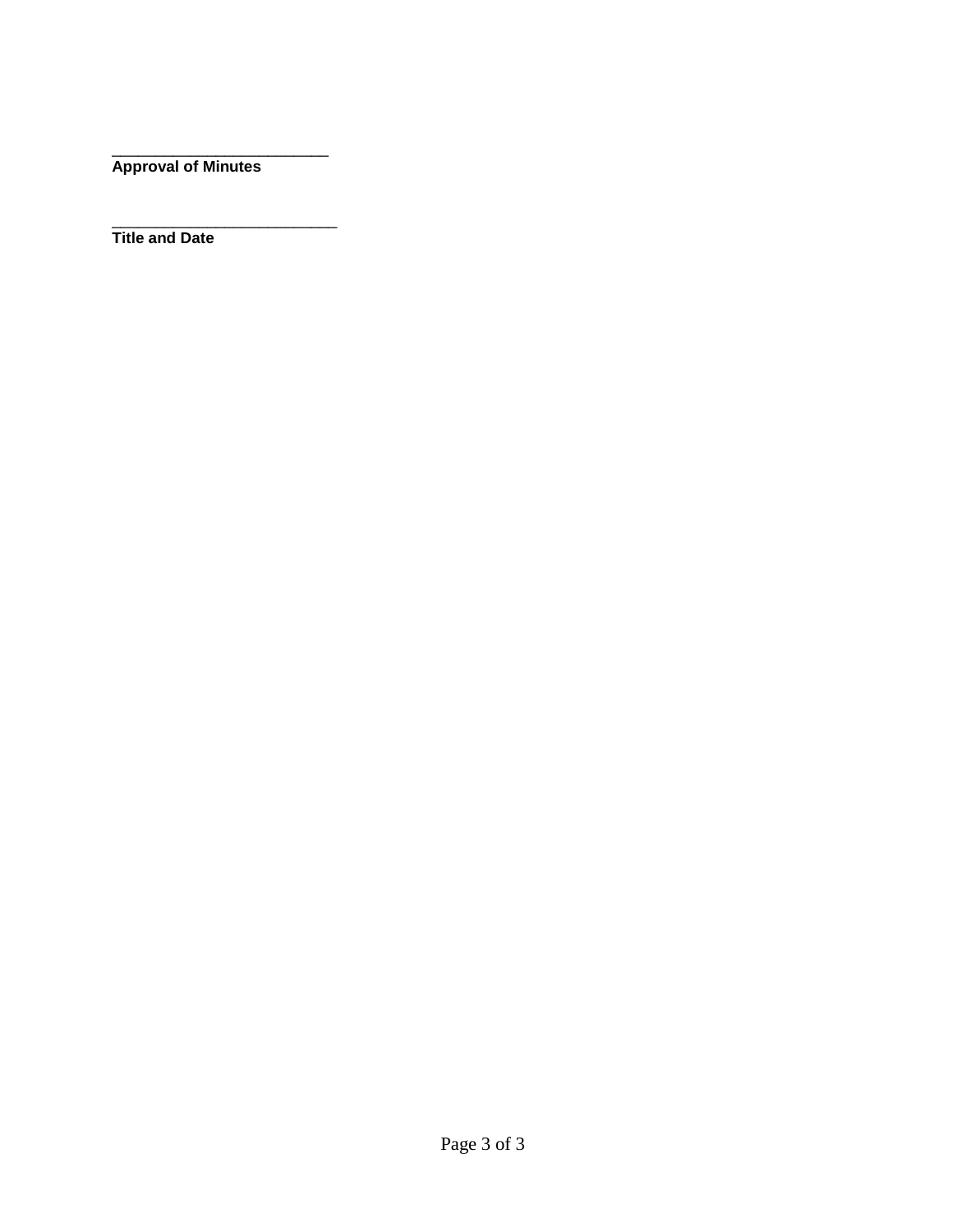\_\_\_\_\_\_\_\_\_\_\_\_\_\_\_\_\_\_\_\_\_\_\_\_\_\_
**Approval of Minutes**

\_\_\_\_\_\_\_\_\_\_\_\_\_\_\_\_\_\_\_\_\_\_\_\_\_\_\_
**Title and Date**